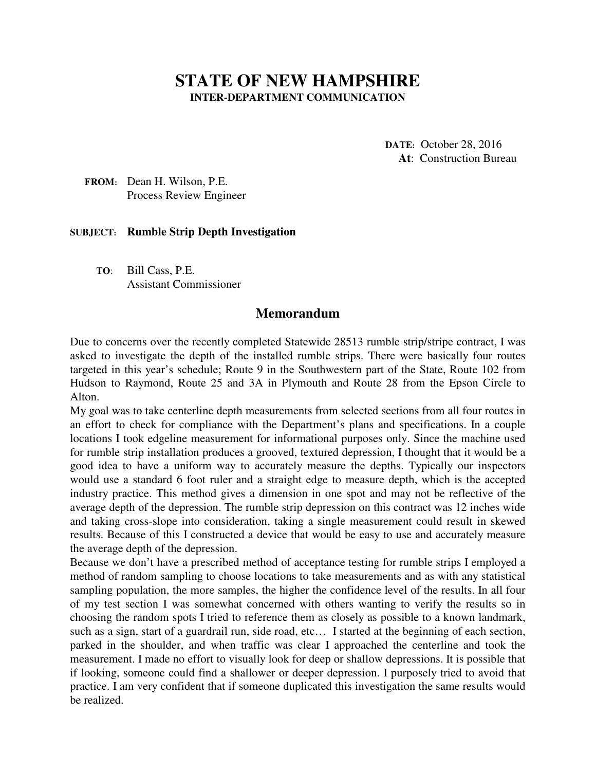# STATE OF NEW HAMPSHIRE

**INTER-DEPARTMENT COMMUNICATION**

**DATE:** October 28, 2016
**At**: Construction Bureau

**FROM:** Dean H. Wilson, P.E.
Process Review Engineer

**SUBJECT:** **Rumble Strip Depth Investigation**

**TO**: Bill Cass, P.E.
Assistant Commissioner

## Memorandum

Due to concerns over the recently completed Statewide 28513 rumble strip/stripe contract, I was asked to investigate the depth of the installed rumble strips. There were basically four routes targeted in this year's schedule; Route 9 in the Southwestern part of the State, Route 102 from Hudson to Raymond, Route 25 and 3A in Plymouth and Route 28 from the Epson Circle to Alton.

My goal was to take centerline depth measurements from selected sections from all four routes in an effort to check for compliance with the Department's plans and specifications. In a couple locations I took edgeline measurement for informational purposes only. Since the machine used for rumble strip installation produces a grooved, textured depression, I thought that it would be a good idea to have a uniform way to accurately measure the depths. Typically our inspectors would use a standard 6 foot ruler and a straight edge to measure depth, which is the accepted industry practice. This method gives a dimension in one spot and may not be reflective of the average depth of the depression. The rumble strip depression on this contract was 12 inches wide and taking cross-slope into consideration, taking a single measurement could result in skewed results. Because of this I constructed a device that would be easy to use and accurately measure the average depth of the depression.

Because we don't have a prescribed method of acceptance testing for rumble strips I employed a method of random sampling to choose locations to take measurements and as with any statistical sampling population, the more samples, the higher the confidence level of the results. In all four of my test section I was somewhat concerned with others wanting to verify the results so in choosing the random spots I tried to reference them as closely as possible to a known landmark, such as a sign, start of a guardrail run, side road, etc… I started at the beginning of each section, parked in the shoulder, and when traffic was clear I approached the centerline and took the measurement. I made no effort to visually look for deep or shallow depressions. It is possible that if looking, someone could find a shallower or deeper depression. I purposely tried to avoid that practice. I am very confident that if someone duplicated this investigation the same results would be realized.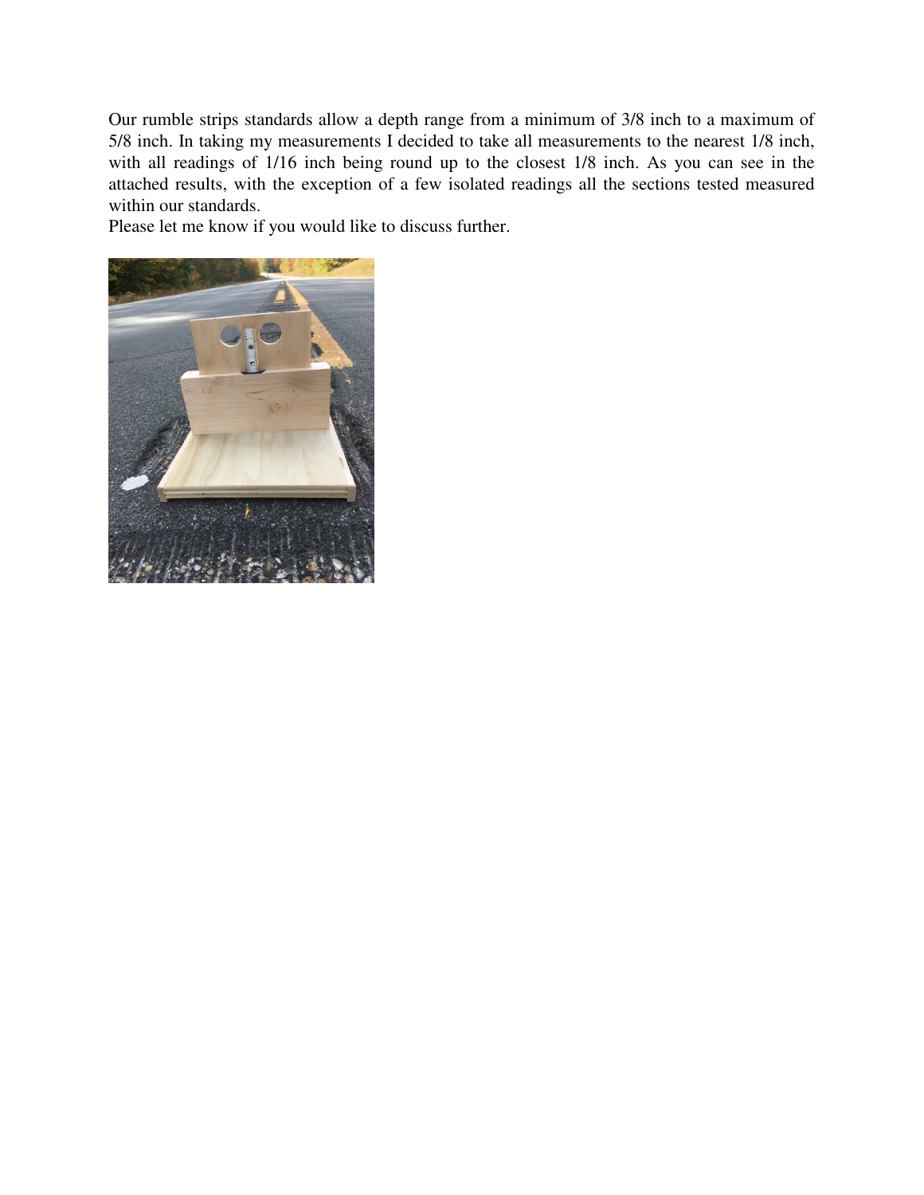Our rumble strips standards allow a depth range from a minimum of 3/8 inch to a maximum of 5/8 inch. In taking my measurements I decided to take all measurements to the nearest 1/8 inch, with all readings of 1/16 inch being round up to the closest 1/8 inch. As you can see in the attached results, with the exception of a few isolated readings all the sections tested measured within our standards.

Please let me know if you would like to discuss further.